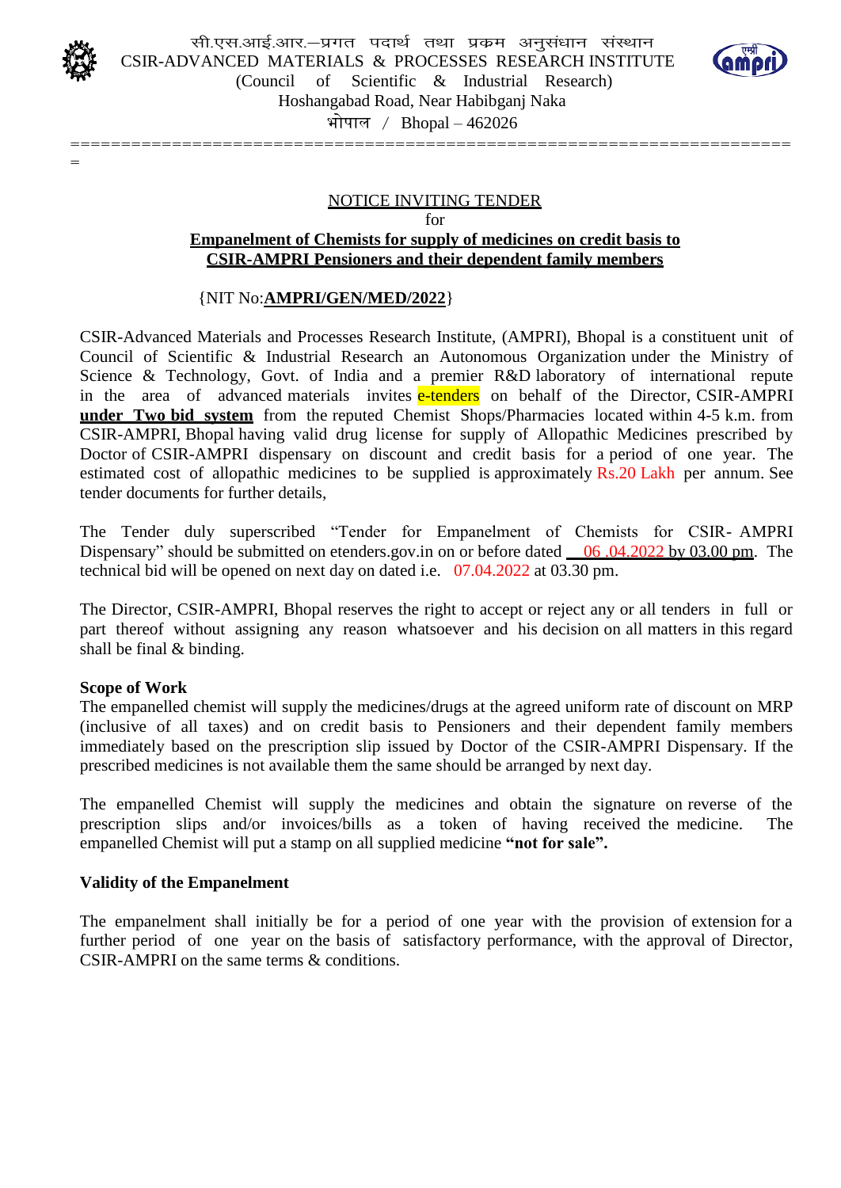सी.एस.आई.आर.–प्रगत पदार्थ तथा प्रक्रम अनुसंधान संस्थान
CSIR-ADVANCED MATERIALS & PROCESSES RESEARCH INSTITUTE
(Council of Scientific & Industrial Research)
Hoshangabad Road, Near Habibganj Naka
भोपाल / Bhopal – 462026

NOTICE INVITING TENDER
for
**Empanelment of Chemists for supply of medicines on credit basis to CSIR-AMPRI Pensioners and their dependent family members**

{NIT No:**AMPRI/GEN/MED/2022**}

CSIR-Advanced Materials and Processes Research Institute, (AMPRI), Bhopal is a constituent unit of Council of Scientific & Industrial Research an Autonomous Organization under the Ministry of Science & Technology, Govt. of India and a premier R&D laboratory of international repute in the area of advanced materials invites e-tenders on behalf of the Director, CSIR-AMPRI **under Two bid system** from the reputed Chemist Shops/Pharmacies located within 4-5 k.m. from CSIR-AMPRI, Bhopal having valid drug license for supply of Allopathic Medicines prescribed by Doctor of CSIR-AMPRI dispensary on discount and credit basis for a period of one year. The estimated cost of allopathic medicines to be supplied is approximately Rs.20 Lakh per annum. See tender documents for further details,

The Tender duly superscribed "Tender for Empanelment of Chemists for CSIR- AMPRI Dispensary" should be submitted on etenders.gov.in on or before dated 06 .04.2022 by 03.00 pm. The technical bid will be opened on next day on dated i.e. 07.04.2022 at 03.30 pm.

The Director, CSIR-AMPRI, Bhopal reserves the right to accept or reject any or all tenders in full or part thereof without assigning any reason whatsoever and his decision on all matters in this regard shall be final & binding.

**Scope of Work**

The empanelled chemist will supply the medicines/drugs at the agreed uniform rate of discount on MRP (inclusive of all taxes) and on credit basis to Pensioners and their dependent family members immediately based on the prescription slip issued by Doctor of the CSIR-AMPRI Dispensary. If the prescribed medicines is not available them the same should be arranged by next day.

The empanelled Chemist will supply the medicines and obtain the signature on reverse of the prescription slips and/or invoices/bills as a token of having received the medicine. The empanelled Chemist will put a stamp on all supplied medicine **"not for sale".**

**Validity of the Empanelment**

The empanelment shall initially be for a period of one year with the provision of extension for a further period of one year on the basis of satisfactory performance, with the approval of Director, CSIR-AMPRI on the same terms & conditions.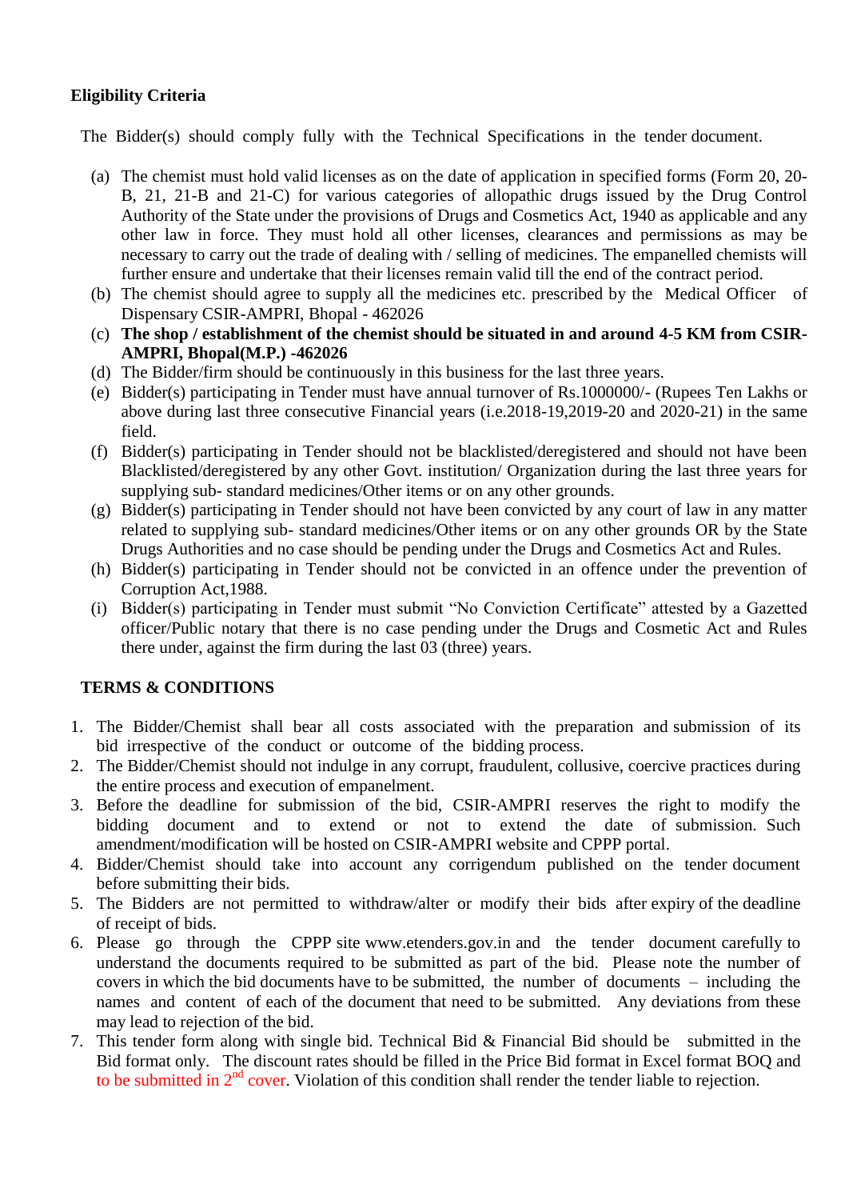**Eligibility Criteria**

The Bidder(s) should comply fully with the Technical Specifications in the tender document.

(a) The chemist must hold valid licenses as on the date of application in specified forms (Form 20, 20-B, 21, 21-B and 21-C) for various categories of allopathic drugs issued by the Drug Control Authority of the State under the provisions of Drugs and Cosmetics Act, 1940 as applicable and any other law in force. They must hold all other licenses, clearances and permissions as may be necessary to carry out the trade of dealing with / selling of medicines. The empanelled chemists will further ensure and undertake that their licenses remain valid till the end of the contract period.

(b) The chemist should agree to supply all the medicines etc. prescribed by the Medical Officer of Dispensary CSIR-AMPRI, Bhopal - 462026

(c) **The shop / establishment of the chemist should be situated in and around 4-5 KM from CSIR-AMPRI, Bhopal(M.P.) -462026**

(d) The Bidder/firm should be continuously in this business for the last three years.

(e) Bidder(s) participating in Tender must have annual turnover of Rs.1000000/- (Rupees Ten Lakhs or above during last three consecutive Financial years (i.e.2018-19,2019-20 and 2020-21) in the same field.

(f) Bidder(s) participating in Tender should not be blacklisted/deregistered and should not have been Blacklisted/deregistered by any other Govt. institution/ Organization during the last three years for supplying sub- standard medicines/Other items or on any other grounds.

(g) Bidder(s) participating in Tender should not have been convicted by any court of law in any matter related to supplying sub- standard medicines/Other items or on any other grounds OR by the State Drugs Authorities and no case should be pending under the Drugs and Cosmetics Act and Rules.

(h) Bidder(s) participating in Tender should not be convicted in an offence under the prevention of Corruption Act,1988.

(i) Bidder(s) participating in Tender must submit "No Conviction Certificate" attested by a Gazetted officer/Public notary that there is no case pending under the Drugs and Cosmetic Act and Rules there under, against the firm during the last 03 (three) years.

**TERMS & CONDITIONS**

1. The Bidder/Chemist shall bear all costs associated with the preparation and submission of its bid irrespective of the conduct or outcome of the bidding process.
2. The Bidder/Chemist should not indulge in any corrupt, fraudulent, collusive, coercive practices during the entire process and execution of empanelment.
3. Before the deadline for submission of the bid, CSIR-AMPRI reserves the right to modify the bidding document and to extend or not to extend the date of submission. Such amendment/modification will be hosted on CSIR-AMPRI website and CPPP portal.
4. Bidder/Chemist should take into account any corrigendum published on the tender document before submitting their bids.
5. The Bidders are not permitted to withdraw/alter or modify their bids after expiry of the deadline of receipt of bids.
6. Please go through the CPPP site www.etenders.gov.in and the tender document carefully to understand the documents required to be submitted as part of the bid. Please note the number of covers in which the bid documents have to be submitted, the number of documents – including the names and content of each of the document that need to be submitted. Any deviations from these may lead to rejection of the bid.
7. This tender form along with single bid. Technical Bid & Financial Bid should be submitted in the Bid format only. The discount rates should be filled in the Price Bid format in Excel format BOQ and to be submitted in 2nd cover. Violation of this condition shall render the tender liable to rejection.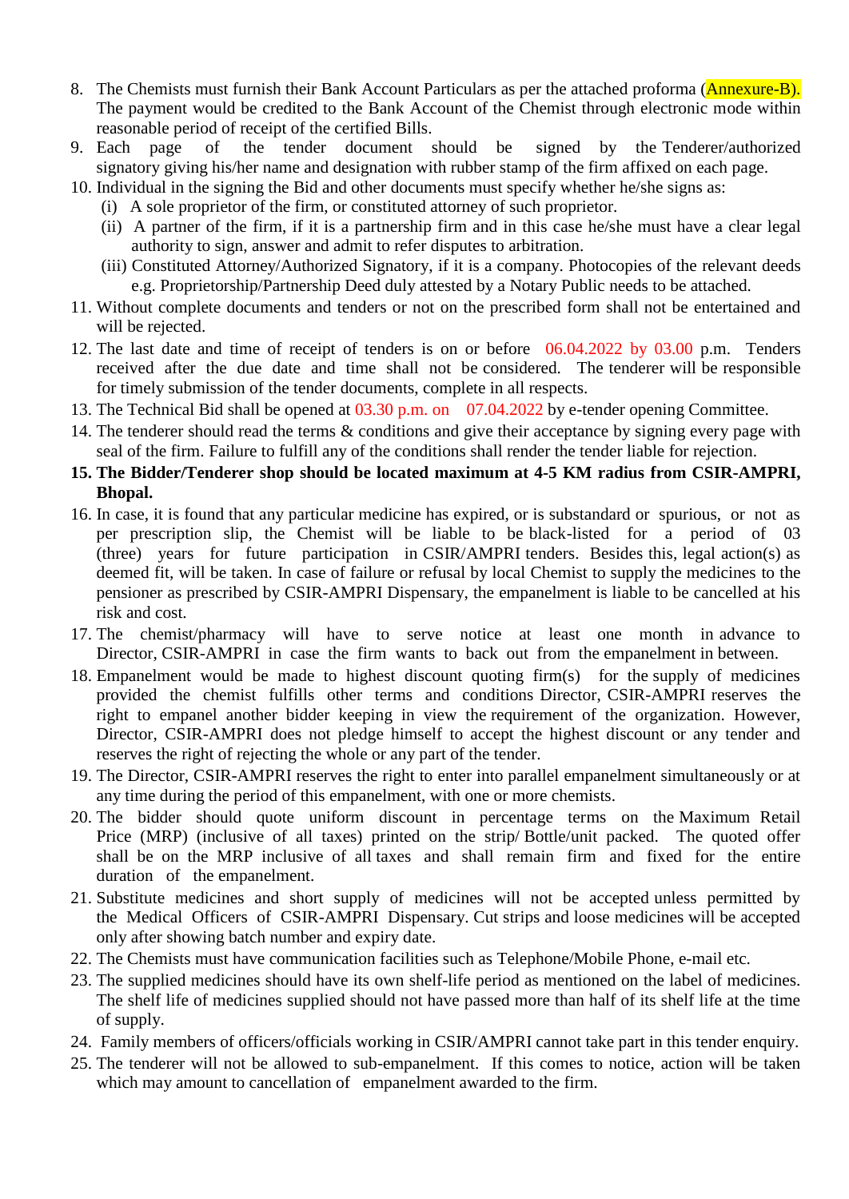8. The Chemists must furnish their Bank Account Particulars as per the attached proforma (Annexure-B). The payment would be credited to the Bank Account of the Chemist through electronic mode within reasonable period of receipt of the certified Bills.
9. Each page of the tender document should be signed by the Tenderer/authorized signatory giving his/her name and designation with rubber stamp of the firm affixed on each page.
10. Individual in the signing the Bid and other documents must specify whether he/she signs as:
    (i) A sole proprietor of the firm, or constituted attorney of such proprietor.
    (ii) A partner of the firm, if it is a partnership firm and in this case he/she must have a clear legal authority to sign, answer and admit to refer disputes to arbitration.
    (iii) Constituted Attorney/Authorized Signatory, if it is a company. Photocopies of the relevant deeds e.g. Proprietorship/Partnership Deed duly attested by a Notary Public needs to be attached.
11. Without complete documents and tenders or not on the prescribed form shall not be entertained and will be rejected.
12. The last date and time of receipt of tenders is on or before 06.04.2022 by 03.00 p.m. Tenders received after the due date and time shall not be considered. The tenderer will be responsible for timely submission of the tender documents, complete in all respects.
13. The Technical Bid shall be opened at 03.30 p.m. on 07.04.2022 by e-tender opening Committee.
14. The tenderer should read the terms & conditions and give their acceptance by signing every page with seal of the firm. Failure to fulfill any of the conditions shall render the tender liable for rejection.
15. **The Bidder/Tenderer shop should be located maximum at 4-5 KM radius from CSIR-AMPRI, Bhopal.**
16. In case, it is found that any particular medicine has expired, or is substandard or spurious, or not as per prescription slip, the Chemist will be liable to be black-listed for a period of 03 (three) years for future participation in CSIR/AMPRI tenders. Besides this, legal action(s) as deemed fit, will be taken. In case of failure or refusal by local Chemist to supply the medicines to the pensioner as prescribed by CSIR-AMPRI Dispensary, the empanelment is liable to be cancelled at his risk and cost.
17. The chemist/pharmacy will have to serve notice at least one month in advance to Director, CSIR-AMPRI in case the firm wants to back out from the empanelment in between.
18. Empanelment would be made to highest discount quoting firm(s) for the supply of medicines provided the chemist fulfills other terms and conditions Director, CSIR-AMPRI reserves the right to empanel another bidder keeping in view the requirement of the organization. However, Director, CSIR-AMPRI does not pledge himself to accept the highest discount or any tender and reserves the right of rejecting the whole or any part of the tender.
19. The Director, CSIR-AMPRI reserves the right to enter into parallel empanelment simultaneously or at any time during the period of this empanelment, with one or more chemists.
20. The bidder should quote uniform discount in percentage terms on the Maximum Retail Price (MRP) (inclusive of all taxes) printed on the strip/ Bottle/unit packed. The quoted offer shall be on the MRP inclusive of all taxes and shall remain firm and fixed for the entire duration of the empanelment.
21. Substitute medicines and short supply of medicines will not be accepted unless permitted by the Medical Officers of CSIR-AMPRI Dispensary. Cut strips and loose medicines will be accepted only after showing batch number and expiry date.
22. The Chemists must have communication facilities such as Telephone/Mobile Phone, e-mail etc.
23. The supplied medicines should have its own shelf-life period as mentioned on the label of medicines. The shelf life of medicines supplied should not have passed more than half of its shelf life at the time of supply.
24. Family members of officers/officials working in CSIR/AMPRI cannot take part in this tender enquiry.
25. The tenderer will not be allowed to sub-empanelment. If this comes to notice, action will be taken which may amount to cancellation of empanelment awarded to the firm.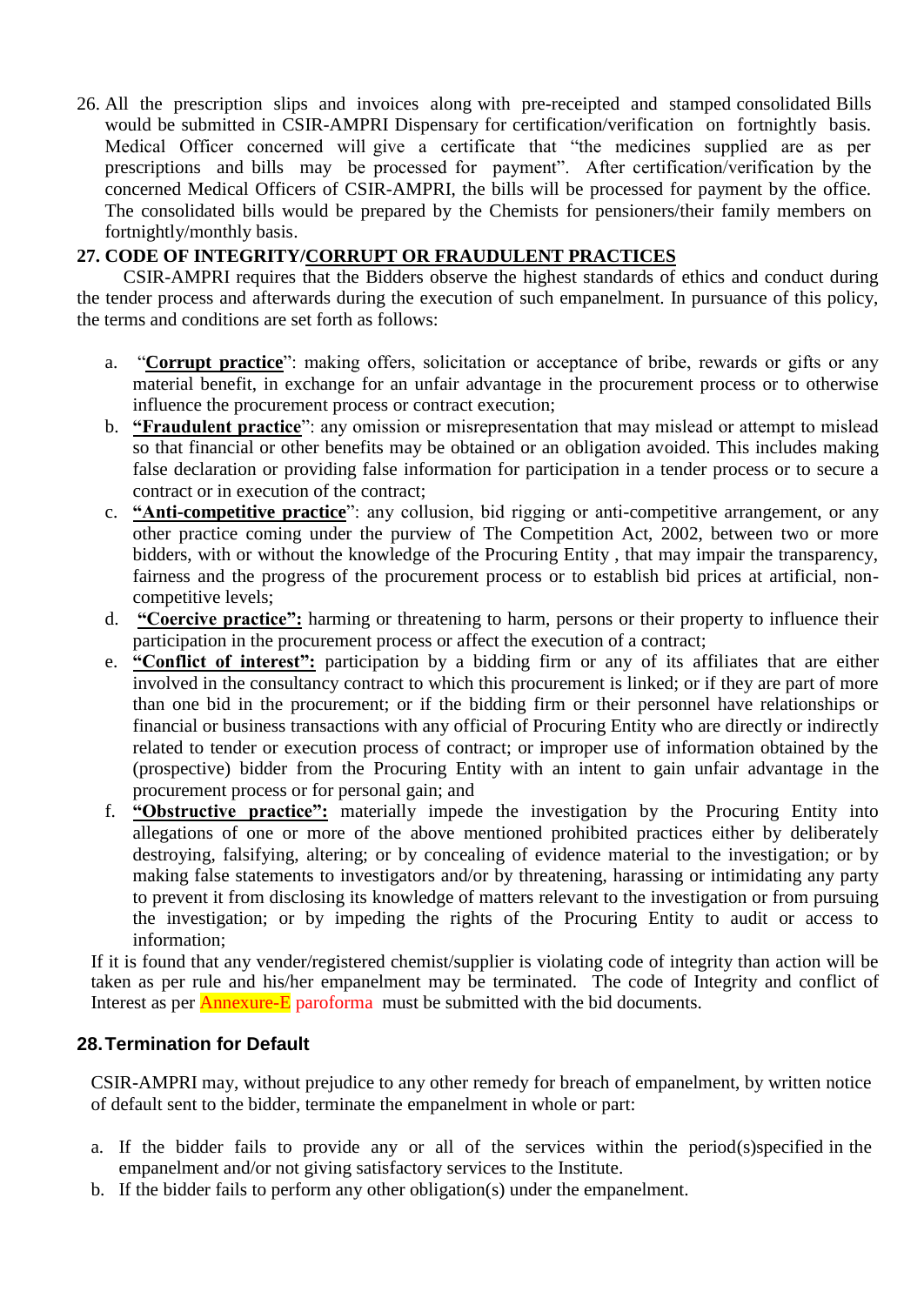26. All the prescription slips and invoices along with pre-receipted and stamped consolidated Bills would be submitted in CSIR-AMPRI Dispensary for certification/verification on fortnightly basis. Medical Officer concerned will give a certificate that "the medicines supplied are as per prescriptions and bills may be processed for payment". After certification/verification by the concerned Medical Officers of CSIR-AMPRI, the bills will be processed for payment by the office. The consolidated bills would be prepared by the Chemists for pensioners/their family members on fortnightly/monthly basis.

**27. CODE OF INTEGRITY/CORRUPT OR FRAUDULENT PRACTICES**

CSIR-AMPRI requires that the Bidders observe the highest standards of ethics and conduct during the tender process and afterwards during the execution of such empanelment. In pursuance of this policy, the terms and conditions are set forth as follows:

a. "**Corrupt practice**": making offers, solicitation or acceptance of bribe, rewards or gifts or any material benefit, in exchange for an unfair advantage in the procurement process or to otherwise influence the procurement process or contract execution;
b. **"Fraudulent practice**": any omission or misrepresentation that may mislead or attempt to mislead so that financial or other benefits may be obtained or an obligation avoided. This includes making false declaration or providing false information for participation in a tender process or to secure a contract or in execution of the contract;
c. **"Anti-competitive practice**": any collusion, bid rigging or anti-competitive arrangement, or any other practice coming under the purview of The Competition Act, 2002, between two or more bidders, with or without the knowledge of the Procuring Entity , that may impair the transparency, fairness and the progress of the procurement process or to establish bid prices at artificial, non-competitive levels;
d. **"Coercive practice":** harming or threatening to harm, persons or their property to influence their participation in the procurement process or affect the execution of a contract;
e. **"Conflict of interest":** participation by a bidding firm or any of its affiliates that are either involved in the consultancy contract to which this procurement is linked; or if they are part of more than one bid in the procurement; or if the bidding firm or their personnel have relationships or financial or business transactions with any official of Procuring Entity who are directly or indirectly related to tender or execution process of contract; or improper use of information obtained by the (prospective) bidder from the Procuring Entity with an intent to gain unfair advantage in the procurement process or for personal gain; and
f. **"Obstructive practice":** materially impede the investigation by the Procuring Entity into allegations of one or more of the above mentioned prohibited practices either by deliberately destroying, falsifying, altering; or by concealing of evidence material to the investigation; or by making false statements to investigators and/or by threatening, harassing or intimidating any party to prevent it from disclosing its knowledge of matters relevant to the investigation or from pursuing the investigation; or by impeding the rights of the Procuring Entity to audit or access to information;

If it is found that any vender/registered chemist/supplier is violating code of integrity than action will be taken as per rule and his/her empanelment may be terminated. The code of Integrity and conflict of Interest as per Annexure-E paroforma must be submitted with the bid documents.

**28. Termination for Default**

CSIR-AMPRI may, without prejudice to any other remedy for breach of empanelment, by written notice of default sent to the bidder, terminate the empanelment in whole or part:

a. If the bidder fails to provide any or all of the services within the period(s)specified in the empanelment and/or not giving satisfactory services to the Institute.
b. If the bidder fails to perform any other obligation(s) under the empanelment.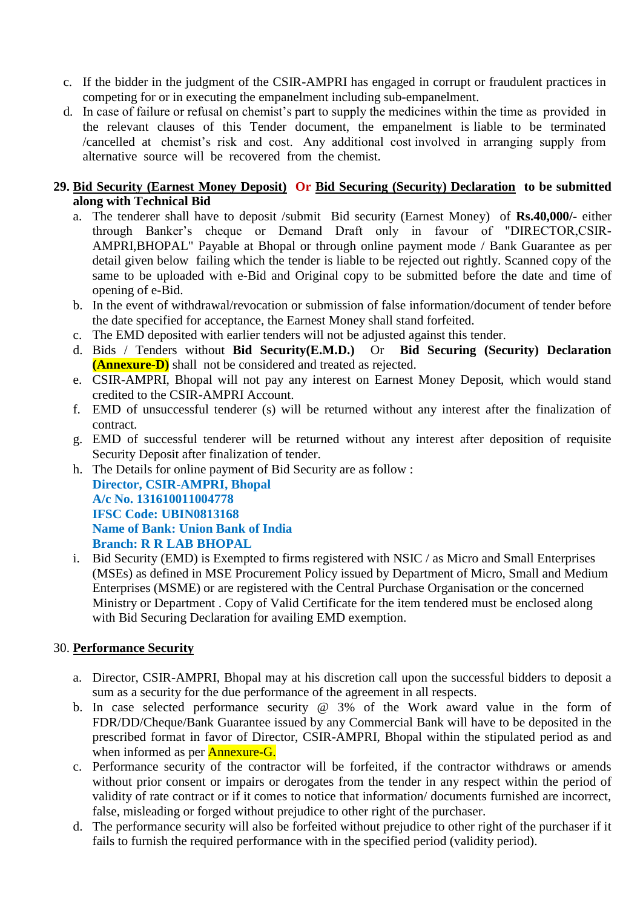c. If the bidder in the judgment of the CSIR-AMPRI has engaged in corrupt or fraudulent practices in competing for or in executing the empanelment including sub-empanelment.

d. In case of failure or refusal on chemist's part to supply the medicines within the time as provided in the relevant clauses of this Tender document, the empanelment is liable to be terminated /cancelled at chemist's risk and cost. Any additional cost involved in arranging supply from alternative source will be recovered from the chemist.

**29. <u>Bid Security (Earnest Money Deposit)</u> Or <u>Bid Securing (Security) Declaration</u> to be submitted along with Technical Bid**

a. The tenderer shall have to deposit /submit Bid security (Earnest Money) of **Rs.40,000/-** either through Banker's cheque or Demand Draft only in favour of "DIRECTOR,CSIR-AMPRI,BHOPAL" Payable at Bhopal or through online payment mode / Bank Guarantee as per detail given below failing which the tender is liable to be rejected out rightly. Scanned copy of the same to be uploaded with e-Bid and Original copy to be submitted before the date and time of opening of e-Bid.

b. In the event of withdrawal/revocation or submission of false information/document of tender before the date specified for acceptance, the Earnest Money shall stand forfeited.

c. The EMD deposited with earlier tenders will not be adjusted against this tender.

d. Bids / Tenders without **Bid Security(E.M.D.)** Or **Bid Securing (Security) Declaration (Annexure-D)** shall not be considered and treated as rejected.

e. CSIR-AMPRI, Bhopal will not pay any interest on Earnest Money Deposit, which would stand credited to the CSIR-AMPRI Account.

f. EMD of unsuccessful tenderer (s) will be returned without any interest after the finalization of contract.

g. EMD of successful tenderer will be returned without any interest after deposition of requisite Security Deposit after finalization of tender.

h. The Details for online payment of Bid Security are as follow :

**Director, CSIR-AMPRI, Bhopal**
**A/c No. 131610011004778**
**IFSC Code: UBIN0813168**
**Name of Bank: Union Bank of India**
**Branch: R R LAB BHOPAL**

i. Bid Security (EMD) is Exempted to firms registered with NSIC / as Micro and Small Enterprises (MSEs) as defined in MSE Procurement Policy issued by Department of Micro, Small and Medium Enterprises (MSME) or are registered with the Central Purchase Organisation or the concerned Ministry or Department . Copy of Valid Certificate for the item tendered must be enclosed along with Bid Securing Declaration for availing EMD exemption.

30. **<u>Performance Security</u>**

a. Director, CSIR-AMPRI, Bhopal may at his discretion call upon the successful bidders to deposit a sum as a security for the due performance of the agreement in all respects.

b. In case selected performance security @ 3% of the Work award value in the form of FDR/DD/Cheque/Bank Guarantee issued by any Commercial Bank will have to be deposited in the prescribed format in favor of Director, CSIR-AMPRI, Bhopal within the stipulated period as and when informed as per Annexure-G.

c. Performance security of the contractor will be forfeited, if the contractor withdraws or amends without prior consent or impairs or derogates from the tender in any respect within the period of validity of rate contract or if it comes to notice that information/ documents furnished are incorrect, false, misleading or forged without prejudice to other right of the purchaser.

d. The performance security will also be forfeited without prejudice to other right of the purchaser if it fails to furnish the required performance with in the specified period (validity period).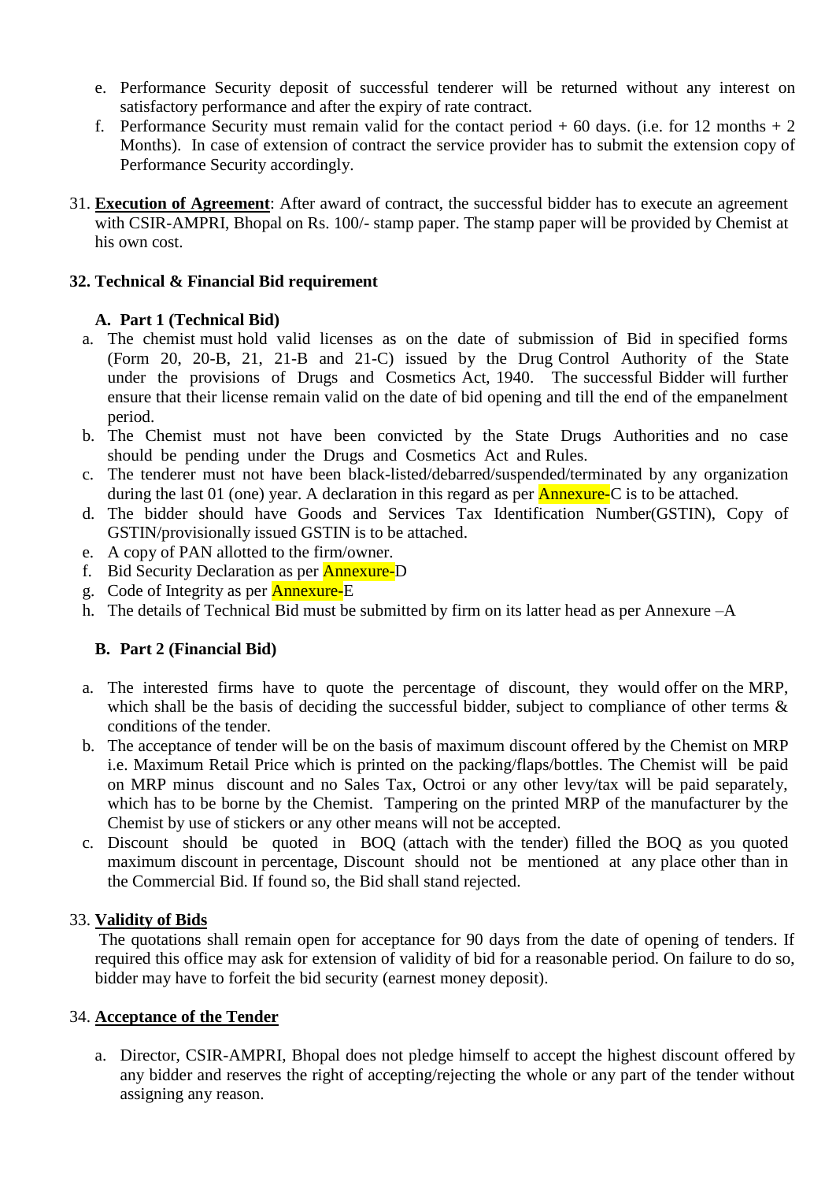e. Performance Security deposit of successful tenderer will be returned without any interest on satisfactory performance and after the expiry of rate contract.
f. Performance Security must remain valid for the contact period + 60 days. (i.e. for 12 months + 2 Months). In case of extension of contract the service provider has to submit the extension copy of Performance Security accordingly.

31. **Execution of Agreement**: After award of contract, the successful bidder has to execute an agreement with CSIR-AMPRI, Bhopal on Rs. 100/- stamp paper. The stamp paper will be provided by Chemist at his own cost.

**32. Technical & Financial Bid requirement**

**A. Part 1 (Technical Bid)**

a. The chemist must hold valid licenses as on the date of submission of Bid in specified forms (Form 20, 20-B, 21, 21-B and 21-C) issued by the Drug Control Authority of the State under the provisions of Drugs and Cosmetics Act, 1940. The successful Bidder will further ensure that their license remain valid on the date of bid opening and till the end of the empanelment period.
b. The Chemist must not have been convicted by the State Drugs Authorities and no case should be pending under the Drugs and Cosmetics Act and Rules.
c. The tenderer must not have been black-listed/debarred/suspended/terminated by any organization during the last 01 (one) year. A declaration in this regard as per Annexure-C is to be attached.
d. The bidder should have Goods and Services Tax Identification Number(GSTIN), Copy of GSTIN/provisionally issued GSTIN is to be attached.
e. A copy of PAN allotted to the firm/owner.
f. Bid Security Declaration as per Annexure-D
g. Code of Integrity as per Annexure-E
h. The details of Technical Bid must be submitted by firm on its latter head as per Annexure –A

**B. Part 2 (Financial Bid)**

a. The interested firms have to quote the percentage of discount, they would offer on the MRP, which shall be the basis of deciding the successful bidder, subject to compliance of other terms & conditions of the tender.
b. The acceptance of tender will be on the basis of maximum discount offered by the Chemist on MRP i.e. Maximum Retail Price which is printed on the packing/flaps/bottles. The Chemist will be paid on MRP minus discount and no Sales Tax, Octroi or any other levy/tax will be paid separately, which has to be borne by the Chemist. Tampering on the printed MRP of the manufacturer by the Chemist by use of stickers or any other means will not be accepted.
c. Discount should be quoted in BOQ (attach with the tender) filled the BOQ as you quoted maximum discount in percentage, Discount should not be mentioned at any place other than in the Commercial Bid. If found so, the Bid shall stand rejected.

33. **Validity of Bids**

The quotations shall remain open for acceptance for 90 days from the date of opening of tenders. If required this office may ask for extension of validity of bid for a reasonable period. On failure to do so, bidder may have to forfeit the bid security (earnest money deposit).

34. **Acceptance of the Tender**

a. Director, CSIR-AMPRI, Bhopal does not pledge himself to accept the highest discount offered by any bidder and reserves the right of accepting/rejecting the whole or any part of the tender without assigning any reason.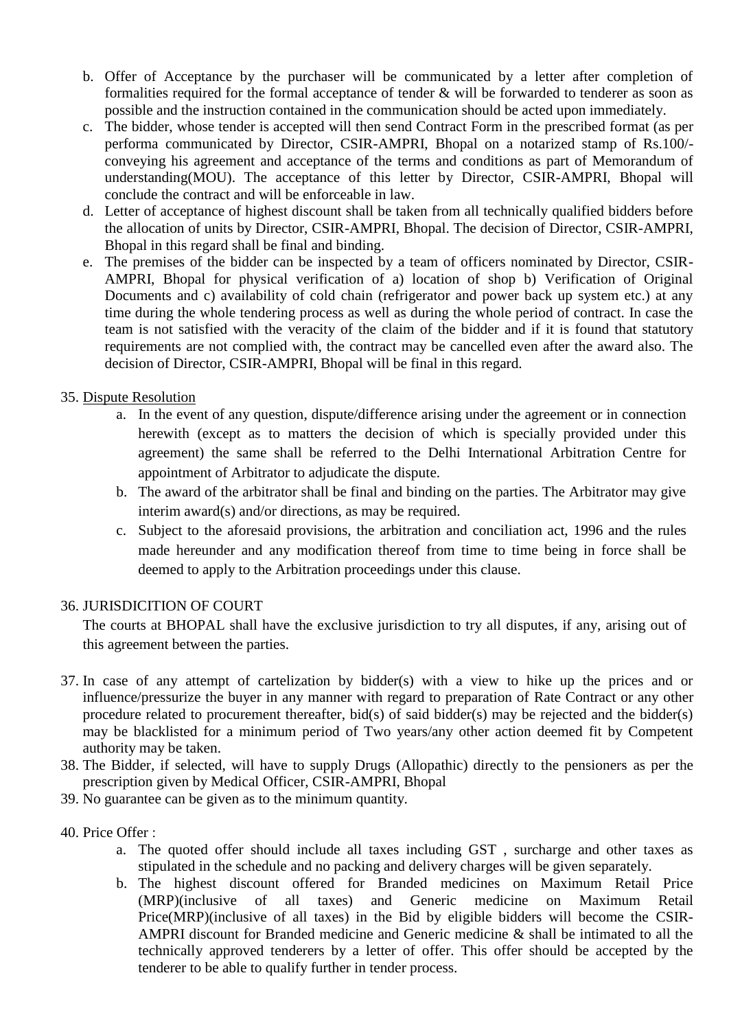b. Offer of Acceptance by the purchaser will be communicated by a letter after completion of formalities required for the formal acceptance of tender & will be forwarded to tenderer as soon as possible and the instruction contained in the communication should be acted upon immediately.

c. The bidder, whose tender is accepted will then send Contract Form in the prescribed format (as per performa communicated by Director, CSIR-AMPRI, Bhopal on a notarized stamp of Rs.100/- conveying his agreement and acceptance of the terms and conditions as part of Memorandum of understanding(MOU). The acceptance of this letter by Director, CSIR-AMPRI, Bhopal will conclude the contract and will be enforceable in law.

d. Letter of acceptance of highest discount shall be taken from all technically qualified bidders before the allocation of units by Director, CSIR-AMPRI, Bhopal. The decision of Director, CSIR-AMPRI, Bhopal in this regard shall be final and binding.

e. The premises of the bidder can be inspected by a team of officers nominated by Director, CSIR-AMPRI, Bhopal for physical verification of a) location of shop b) Verification of Original Documents and c) availability of cold chain (refrigerator and power back up system etc.) at any time during the whole tendering process as well as during the whole period of contract. In case the team is not satisfied with the veracity of the claim of the bidder and if it is found that statutory requirements are not complied with, the contract may be cancelled even after the award also. The decision of Director, CSIR-AMPRI, Bhopal will be final in this regard.

35. Dispute Resolution

    a. In the event of any question, dispute/difference arising under the agreement or in connection herewith (except as to matters the decision of which is specially provided under this agreement) the same shall be referred to the Delhi International Arbitration Centre for appointment of Arbitrator to adjudicate the dispute.

    b. The award of the arbitrator shall be final and binding on the parties. The Arbitrator may give interim award(s) and/or directions, as may be required.

    c. Subject to the aforesaid provisions, the arbitration and conciliation act, 1996 and the rules made hereunder and any modification thereof from time to time being in force shall be deemed to apply to the Arbitration proceedings under this clause.

36. JURISDICITION OF COURT

    The courts at BHOPAL shall have the exclusive jurisdiction to try all disputes, if any, arising out of this agreement between the parties.

37. In case of any attempt of cartelization by bidder(s) with a view to hike up the prices and or influence/pressurize the buyer in any manner with regard to preparation of Rate Contract or any other procedure related to procurement thereafter, bid(s) of said bidder(s) may be rejected and the bidder(s) may be blacklisted for a minimum period of Two years/any other action deemed fit by Competent authority may be taken.

38. The Bidder, if selected, will have to supply Drugs (Allopathic) directly to the pensioners as per the prescription given by Medical Officer, CSIR-AMPRI, Bhopal

39. No guarantee can be given as to the minimum quantity.

40. Price Offer :

    a. The quoted offer should include all taxes including GST , surcharge and other taxes as stipulated in the schedule and no packing and delivery charges will be given separately.

    b. The highest discount offered for Branded medicines on Maximum Retail Price (MRP)(inclusive of all taxes) and Generic medicine on Maximum Retail Price(MRP)(inclusive of all taxes) in the Bid by eligible bidders will become the CSIR-AMPRI discount for Branded medicine and Generic medicine & shall be intimated to all the technically approved tenderers by a letter of offer. This offer should be accepted by the tenderer to be able to qualify further in tender process.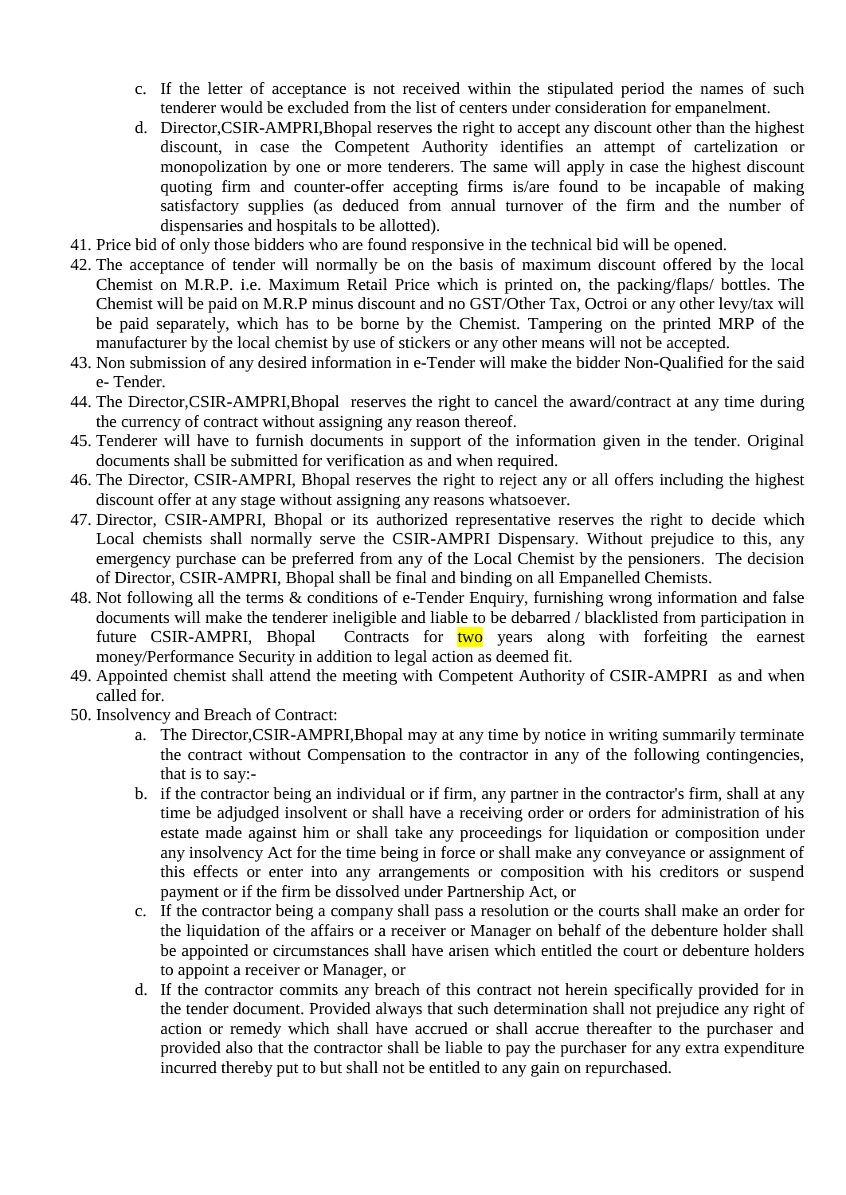c. If the letter of acceptance is not received within the stipulated period the names of such tenderer would be excluded from the list of centers under consideration for empanelment.

d. Director,CSIR-AMPRI,Bhopal reserves the right to accept any discount other than the highest discount, in case the Competent Authority identifies an attempt of cartelization or monopolization by one or more tenderers. The same will apply in case the highest discount quoting firm and counter-offer accepting firms is/are found to be incapable of making satisfactory supplies (as deduced from annual turnover of the firm and the number of dispensaries and hospitals to be allotted).

41. Price bid of only those bidders who are found responsive in the technical bid will be opened.
42. The acceptance of tender will normally be on the basis of maximum discount offered by the local Chemist on M.R.P. i.e. Maximum Retail Price which is printed on, the packing/flaps/ bottles. The Chemist will be paid on M.R.P minus discount and no GST/Other Tax, Octroi or any other levy/tax will be paid separately, which has to be borne by the Chemist. Tampering on the printed MRP of the manufacturer by the local chemist by use of stickers or any other means will not be accepted.
43. Non submission of any desired information in e-Tender will make the bidder Non-Qualified for the said e- Tender.
44. The Director,CSIR-AMPRI,Bhopal reserves the right to cancel the award/contract at any time during the currency of contract without assigning any reason thereof.
45. Tenderer will have to furnish documents in support of the information given in the tender. Original documents shall be submitted for verification as and when required.
46. The Director, CSIR-AMPRI, Bhopal reserves the right to reject any or all offers including the highest discount offer at any stage without assigning any reasons whatsoever.
47. Director, CSIR-AMPRI, Bhopal or its authorized representative reserves the right to decide which Local chemists shall normally serve the CSIR-AMPRI Dispensary. Without prejudice to this, any emergency purchase can be preferred from any of the Local Chemist by the pensioners. The decision of Director, CSIR-AMPRI, Bhopal shall be final and binding on all Empanelled Chemists.
48. Not following all the terms & conditions of e-Tender Enquiry, furnishing wrong information and false documents will make the tenderer ineligible and liable to be debarred / blacklisted from participation in future CSIR-AMPRI, Bhopal Contracts for two years along with forfeiting the earnest money/Performance Security in addition to legal action as deemed fit.
49. Appointed chemist shall attend the meeting with Competent Authority of CSIR-AMPRI as and when called for.
50. Insolvency and Breach of Contract:
    a. The Director,CSIR-AMPRI,Bhopal may at any time by notice in writing summarily terminate the contract without Compensation to the contractor in any of the following contingencies, that is to say:-
    b. if the contractor being an individual or if firm, any partner in the contractor's firm, shall at any time be adjudged insolvent or shall have a receiving order or orders for administration of his estate made against him or shall take any proceedings for liquidation or composition under any insolvency Act for the time being in force or shall make any conveyance or assignment of this effects or enter into any arrangements or composition with his creditors or suspend payment or if the firm be dissolved under Partnership Act, or
    c. If the contractor being a company shall pass a resolution or the courts shall make an order for the liquidation of the affairs or a receiver or Manager on behalf of the debenture holder shall be appointed or circumstances shall have arisen which entitled the court or debenture holders to appoint a receiver or Manager, or
    d. If the contractor commits any breach of this contract not herein specifically provided for in the tender document. Provided always that such determination shall not prejudice any right of action or remedy which shall have accrued or shall accrue thereafter to the purchaser and provided also that the contractor shall be liable to pay the purchaser for any extra expenditure incurred thereby put to but shall not be entitled to any gain on repurchased.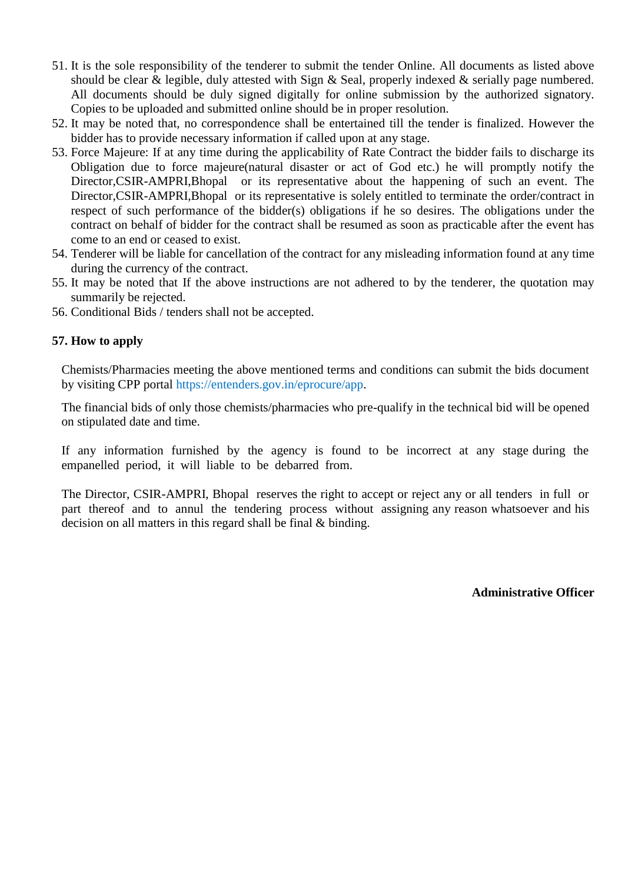51. It is the sole responsibility of the tenderer to submit the tender Online. All documents as listed above should be clear & legible, duly attested with Sign & Seal, properly indexed & serially page numbered. All documents should be duly signed digitally for online submission by the authorized signatory. Copies to be uploaded and submitted online should be in proper resolution.
52. It may be noted that, no correspondence shall be entertained till the tender is finalized. However the bidder has to provide necessary information if called upon at any stage.
53. Force Majeure: If at any time during the applicability of Rate Contract the bidder fails to discharge its Obligation due to force majeure(natural disaster or act of God etc.) he will promptly notify the Director,CSIR-AMPRI,Bhopal or its representative about the happening of such an event. The Director,CSIR-AMPRI,Bhopal or its representative is solely entitled to terminate the order/contract in respect of such performance of the bidder(s) obligations if he so desires. The obligations under the contract on behalf of bidder for the contract shall be resumed as soon as practicable after the event has come to an end or ceased to exist.
54. Tenderer will be liable for cancellation of the contract for any misleading information found at any time during the currency of the contract.
55. It may be noted that If the above instructions are not adhered to by the tenderer, the quotation may summarily be rejected.
56. Conditional Bids / tenders shall not be accepted.

**57. How to apply**

Chemists/Pharmacies meeting the above mentioned terms and conditions can submit the bids document by visiting CPP portal https://entenders.gov.in/eprocure/app.

The financial bids of only those chemists/pharmacies who pre-qualify in the technical bid will be opened on stipulated date and time.

If any information furnished by the agency is found to be incorrect at any stage during the empanelled period, it will liable to be debarred from.

The Director, CSIR-AMPRI, Bhopal reserves the right to accept or reject any or all tenders in full or part thereof and to annul the tendering process without assigning any reason whatsoever and his decision on all matters in this regard shall be final & binding.

**Administrative Officer**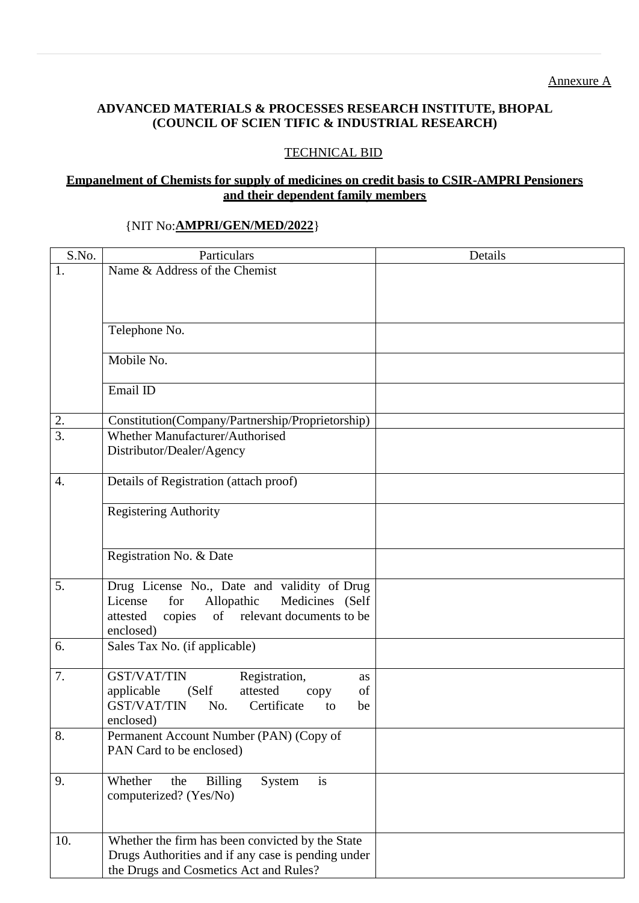Annexure A

**ADVANCED MATERIALS & PROCESSES RESEARCH INSTITUTE, BHOPAL**
**(COUNCIL OF SCIEN TIFIC & INDUSTRIAL RESEARCH)**

TECHNICAL BID

**Empanelment of Chemists for supply of medicines on credit basis to CSIR-AMPRI Pensioners and their dependent family members**

{NIT No:**AMPRI/GEN/MED/2022**}

| S.No. | Particulars | Details |
|---|---|---|
| 1. | Name & Address of the Chemist | |
| | Telephone No. | |
| | Mobile No. | |
| | Email ID | |
| 2. | Constitution(Company/Partnership/Proprietorship) | |
| 3. | Whether Manufacturer/Authorised Distributor/Dealer/Agency | |
| 4. | Details of Registration (attach proof) | |
| | Registering Authority | |
| | Registration No. & Date | |
| 5. | Drug License No., Date and validity of Drug License for Allopathic Medicines (Self attested copies of relevant documents to be enclosed) | |
| 6. | Sales Tax No. (if applicable) | |
| 7. | GST/VAT/TIN Registration, as applicable (Self attested copy of GST/VAT/TIN No. Certificate to be enclosed) | |
| 8. | Permanent Account Number (PAN) (Copy of PAN Card to be enclosed) | |
| 9. | Whether the Billing System is computerized? (Yes/No) | |
| 10. | Whether the firm has been convicted by the State Drugs Authorities and if any case is pending under the Drugs and Cosmetics Act and Rules? | |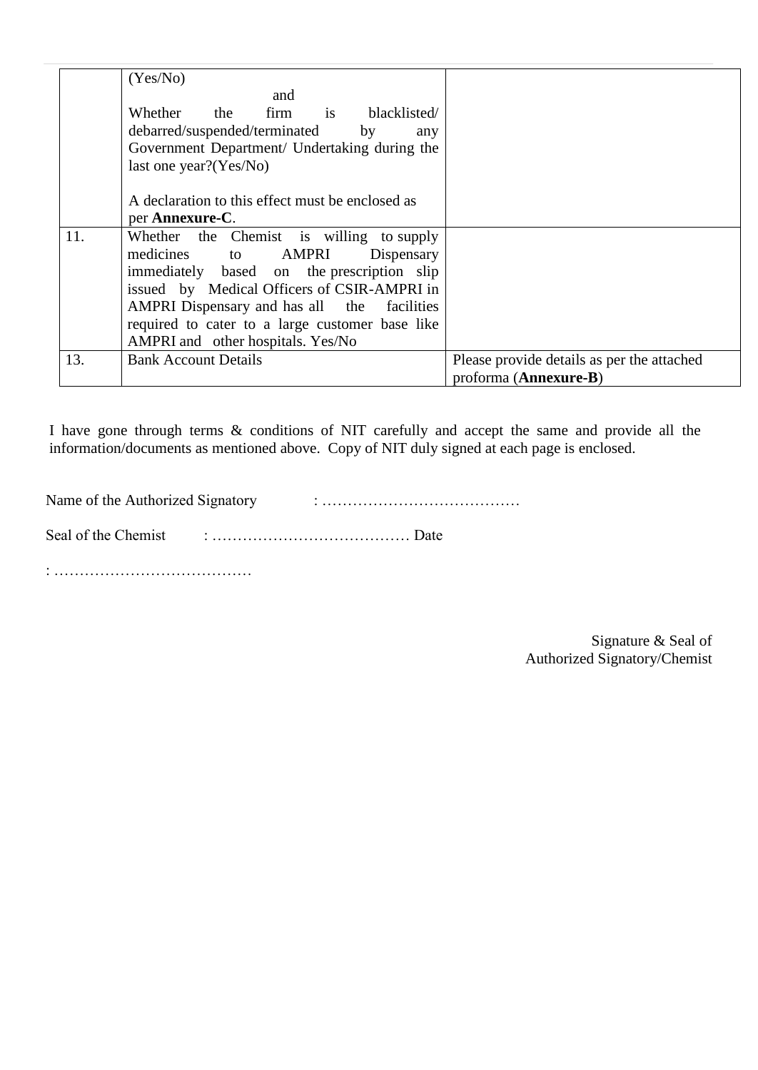| | | |
|---|---|---|
| | (Yes/No)<br>and<br>Whether the firm is blacklisted/ debarred/suspended/terminated by any Government Department/ Undertaking during the last one year?(Yes/No)<br><br>A declaration to this effect must be enclosed as per **Annexure-C**. | |
| 11. | Whether the Chemist is willing to supply medicines to AMPRI Dispensary immediately based on the prescription slip issued by Medical Officers of CSIR-AMPRI in AMPRI Dispensary and has all the facilities required to cater to a large customer base like AMPRI and other hospitals. Yes/No | |
| 13. | Bank Account Details | Please provide details as per the attached proforma (**Annexure-B**) |

I have gone through terms & conditions of NIT carefully and accept the same and provide all the information/documents as mentioned above. Copy of NIT duly signed at each page is enclosed.

Name of the Authorized Signatory : …………………………………

Seal of the Chemist : ………………………………… Date

: …………………………………

Signature & Seal of
Authorized Signatory/Chemist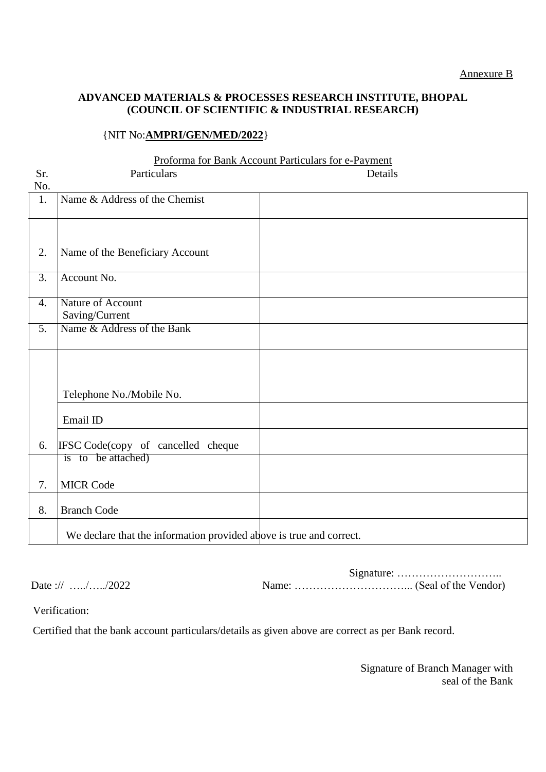Annexure B

**ADVANCED MATERIALS & PROCESSES RESEARCH INSTITUTE, BHOPAL**
**(COUNCIL OF SCIENTIFIC & INDUSTRIAL RESEARCH)**

{NIT No:**AMPRI/GEN/MED/2022**}

Proforma for Bank Account Particulars for e-Payment

| Sr. No. | Particulars | Details |
|---|---|---|
| 1. | Name & Address of the Chemist | |
| 2. | Name of the Beneficiary Account | |
| 3. | Account No. | |
| 4. | Nature of Account Saving/Current | |
| 5. | Name & Address of the Bank | |
| | Telephone No./Mobile No. | |
| | Email ID | |
| 6. | IFSC Code(copy of cancelled cheque is to be attached) | |
| 7. | MICR Code | |
| 8. | Branch Code | |
| | We declare that the information provided above is true and correct. | |

Signature: ………………………..

Date :// …../…../2022 Name: …………………………... (Seal of the Vendor)

Verification:

Certified that the bank account particulars/details as given above are correct as per Bank record.

Signature of Branch Manager with seal of the Bank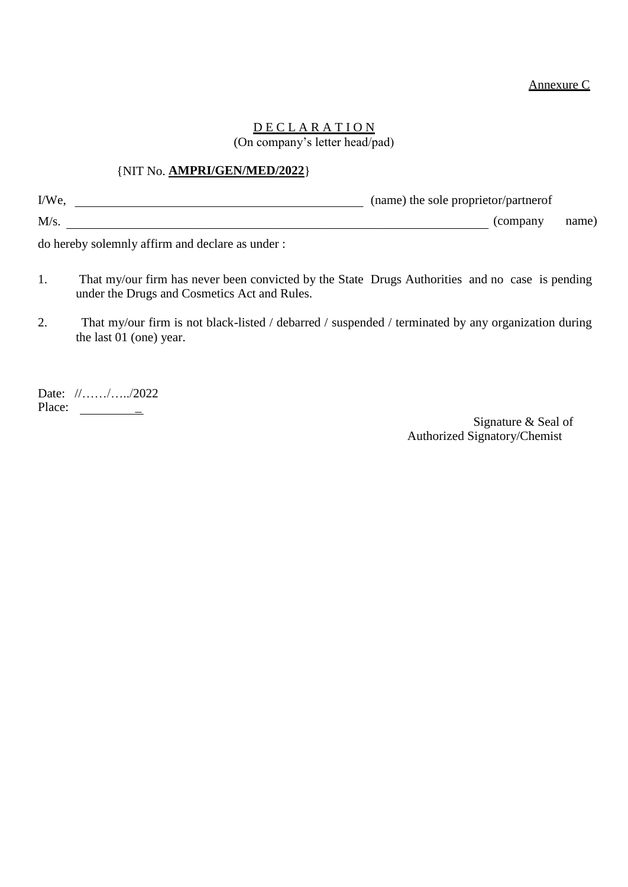Annexure C

# D E C L A R A T I O N

(On company's letter head/pad)

{NIT No. **AMPRI/GEN/MED/2022**}

I/We, ______________________________________________ (name) the sole proprietor/partnerof

M/s. __________________________________________________________________ (company name)

do hereby solemnly affirm and declare as under :

1. That my/our firm has never been convicted by the State Drugs Authorities and no case is pending under the Drugs and Cosmetics Act and Rules.

2. That my/our firm is not black-listed / debarred / suspended / terminated by any organization during the last 01 (one) year.

Date: //……/…../2022

Place: _________

Signature & Seal of
Authorized Signatory/Chemist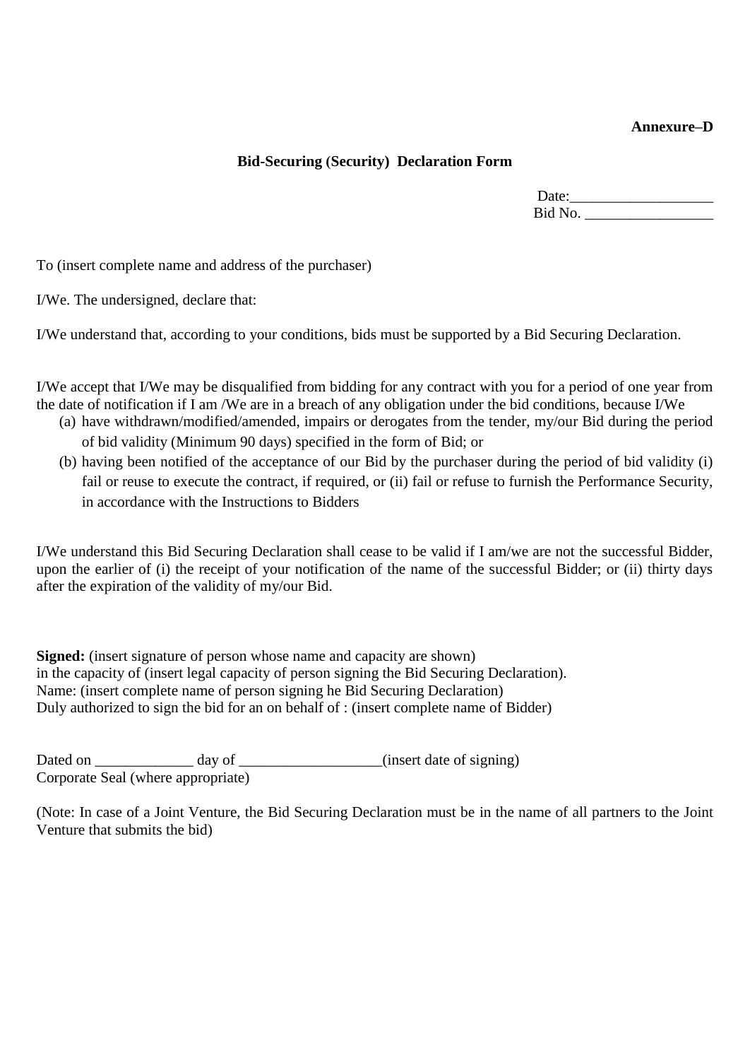**Annexure–D**

**Bid-Securing (Security) Declaration Form**

Date:___________________
Bid No. _________________

To (insert complete name and address of the purchaser)

I/We. The undersigned, declare that:

I/We understand that, according to your conditions, bids must be supported by a Bid Securing Declaration.

I/We accept that I/We may be disqualified from bidding for any contract with you for a period of one year from the date of notification if I am /We are in a breach of any obligation under the bid conditions, because I/We

(a) have withdrawn/modified/amended, impairs or derogates from the tender, my/our Bid during the period of bid validity (Minimum 90 days) specified in the form of Bid; or
(b) having been notified of the acceptance of our Bid by the purchaser during the period of bid validity (i) fail or reuse to execute the contract, if required, or (ii) fail or refuse to furnish the Performance Security, in accordance with the Instructions to Bidders

I/We understand this Bid Securing Declaration shall cease to be valid if I am/we are not the successful Bidder, upon the earlier of (i) the receipt of your notification of the name of the successful Bidder; or (ii) thirty days after the expiration of the validity of my/our Bid.

**Signed:** (insert signature of person whose name and capacity are shown)
in the capacity of (insert legal capacity of person signing the Bid Securing Declaration).
Name: (insert complete name of person signing he Bid Securing Declaration)
Duly authorized to sign the bid for an on behalf of : (insert complete name of Bidder)

Dated on _____________ day of ___________________(insert date of signing)
Corporate Seal (where appropriate)

(Note: In case of a Joint Venture, the Bid Securing Declaration must be in the name of all partners to the Joint Venture that submits the bid)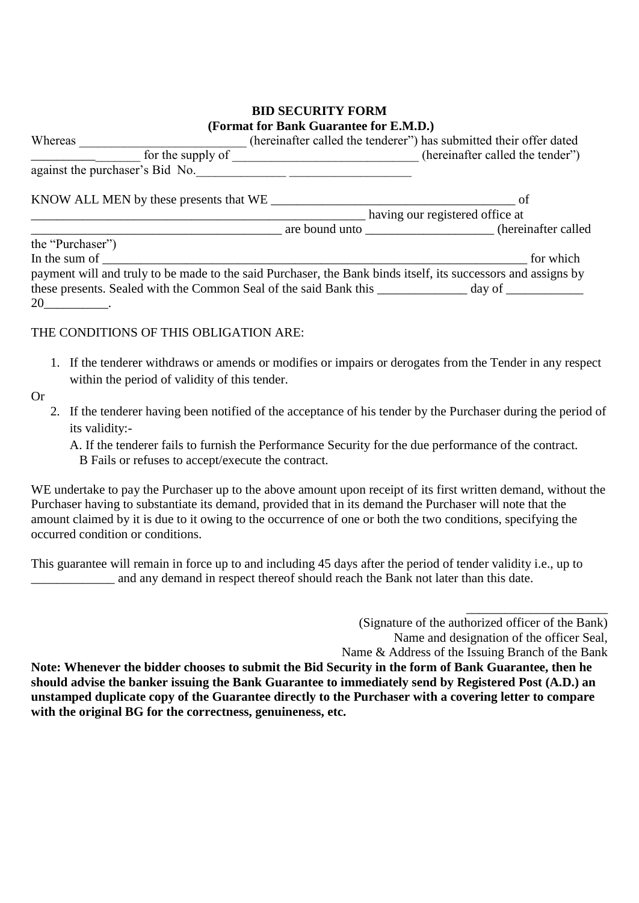**BID SECURITY FORM**
**(Format for Bank Guarantee for E.M.D.)**

Whereas _________________________ (hereinafter called the tenderer") has submitted their offer dated __________ _______ for the supply of ____________________________ (hereinafter called the tender") against the purchaser's Bid No.______________ ___________________

KNOW ALL MEN by these presents that WE ______________________________________ of ___________________________________________________ having our registered office at ______________________________________ are bound unto ___________________ (hereinafter called the "Purchaser")
In the sum of ______________________________________________________________________ for which payment will and truly to be made to the said Purchaser, the Bank binds itself, its successors and assigns by these presents. Sealed with the Common Seal of the said Bank this ______________ day of ____________ 20__________.

THE CONDITIONS OF THIS OBLIGATION ARE:

1. If the tenderer withdraws or amends or modifies or impairs or derogates from the Tender in any respect within the period of validity of this tender.

Or

2. If the tenderer having been notified of the acceptance of his tender by the Purchaser during the period of its validity:-
   A. If the tenderer fails to furnish the Performance Security for the due performance of the contract.
   B Fails or refuses to accept/execute the contract.

WE undertake to pay the Purchaser up to the above amount upon receipt of its first written demand, without the Purchaser having to substantiate its demand, provided that in its demand the Purchaser will note that the amount claimed by it is due to it owing to the occurrence of one or both the two conditions, specifying the occurred condition or conditions.

This guarantee will remain in force up to and including 45 days after the period of tender validity i.e., up to _____________ and any demand in respect thereof should reach the Bank not later than this date.

_____________________
(Signature of the authorized officer of the Bank)
Name and designation of the officer Seal,
Name & Address of the Issuing Branch of the Bank

**Note: Whenever the bidder chooses to submit the Bid Security in the form of Bank Guarantee, then he should advise the banker issuing the Bank Guarantee to immediately send by Registered Post (A.D.) an unstamped duplicate copy of the Guarantee directly to the Purchaser with a covering letter to compare with the original BG for the correctness, genuineness, etc.**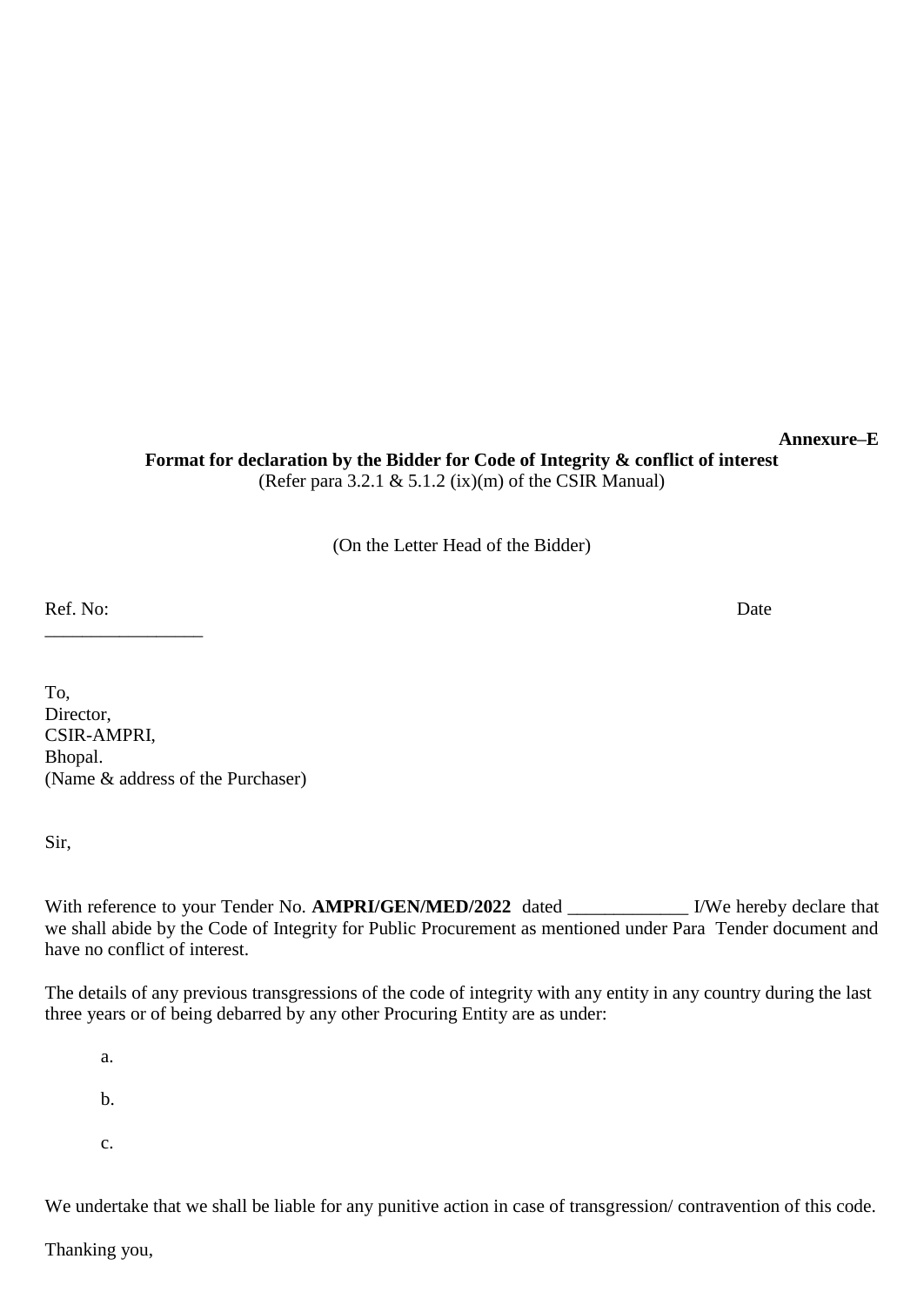**Annexure–E**

**Format for declaration by the Bidder for Code of Integrity & conflict of interest**

(Refer para 3.2.1 & 5.1.2 (ix)(m) of the CSIR Manual)

(On the Letter Head of the Bidder)

Ref. No: _________________ Date

To,
Director,
CSIR-AMPRI,
Bhopal.
(Name & address of the Purchaser)

Sir,

With reference to your Tender No. **AMPRI/GEN/MED/2022** dated _____________ I/We hereby declare that we shall abide by the Code of Integrity for Public Procurement as mentioned under Para Tender document and have no conflict of interest.

The details of any previous transgressions of the code of integrity with any entity in any country during the last three years or of being debarred by any other Procuring Entity are as under:

a.

b.

c.

We undertake that we shall be liable for any punitive action in case of transgression/ contravention of this code.

Thanking you,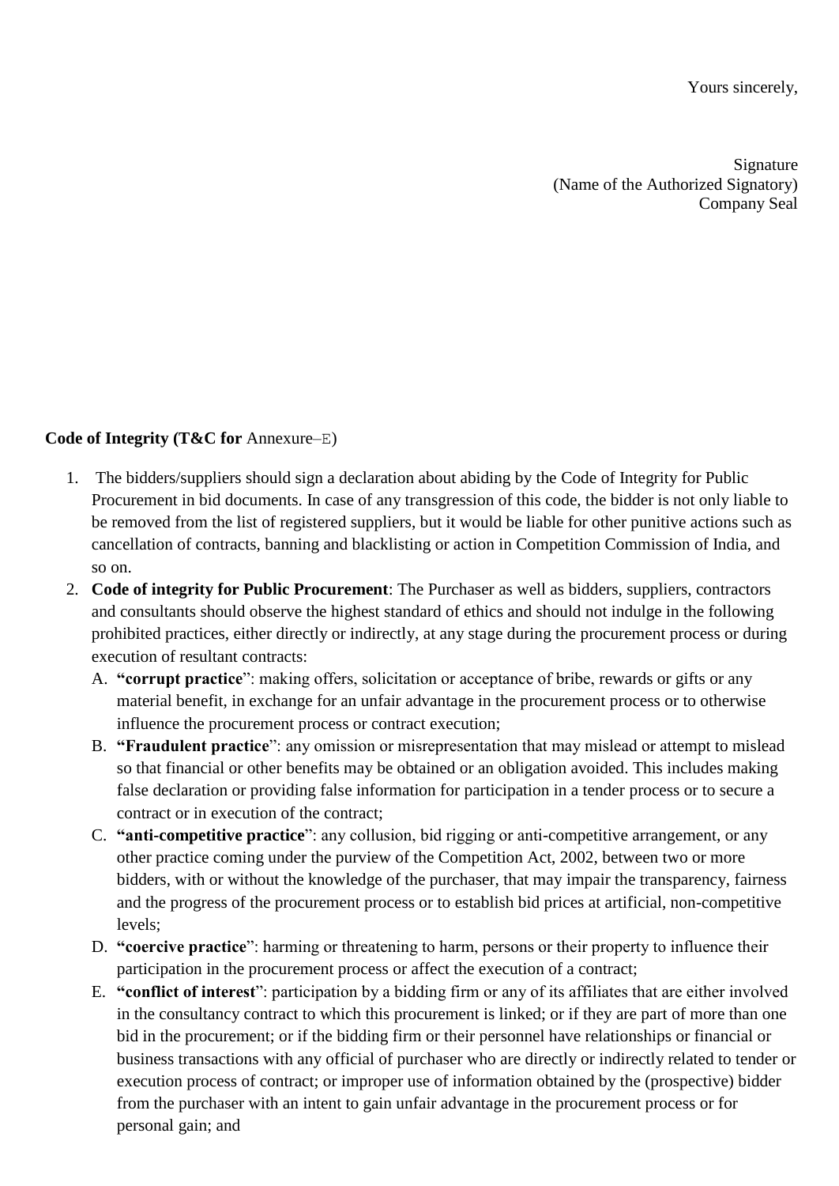Yours sincerely,

Signature
(Name of the Authorized Signatory)
Company Seal

**Code of Integrity (T&C for** Annexure–E)

1. The bidders/suppliers should sign a declaration about abiding by the Code of Integrity for Public Procurement in bid documents. In case of any transgression of this code, the bidder is not only liable to be removed from the list of registered suppliers, but it would be liable for other punitive actions such as cancellation of contracts, banning and blacklisting or action in Competition Commission of India, and so on.
2. **Code of integrity for Public Procurement**: The Purchaser as well as bidders, suppliers, contractors and consultants should observe the highest standard of ethics and should not indulge in the following prohibited practices, either directly or indirectly, at any stage during the procurement process or during execution of resultant contracts:
   A. **"corrupt practice**": making offers, solicitation or acceptance of bribe, rewards or gifts or any material benefit, in exchange for an unfair advantage in the procurement process or to otherwise influence the procurement process or contract execution;
   B. **"Fraudulent practice**": any omission or misrepresentation that may mislead or attempt to mislead so that financial or other benefits may be obtained or an obligation avoided. This includes making false declaration or providing false information for participation in a tender process or to secure a contract or in execution of the contract;
   C. **"anti-competitive practice**": any collusion, bid rigging or anti-competitive arrangement, or any other practice coming under the purview of the Competition Act, 2002, between two or more bidders, with or without the knowledge of the purchaser, that may impair the transparency, fairness and the progress of the procurement process or to establish bid prices at artificial, non-competitive levels;
   D. **"coercive practice**": harming or threatening to harm, persons or their property to influence their participation in the procurement process or affect the execution of a contract;
   E. **"conflict of interest**": participation by a bidding firm or any of its affiliates that are either involved in the consultancy contract to which this procurement is linked; or if they are part of more than one bid in the procurement; or if the bidding firm or their personnel have relationships or financial or business transactions with any official of purchaser who are directly or indirectly related to tender or execution process of contract; or improper use of information obtained by the (prospective) bidder from the purchaser with an intent to gain unfair advantage in the procurement process or for personal gain; and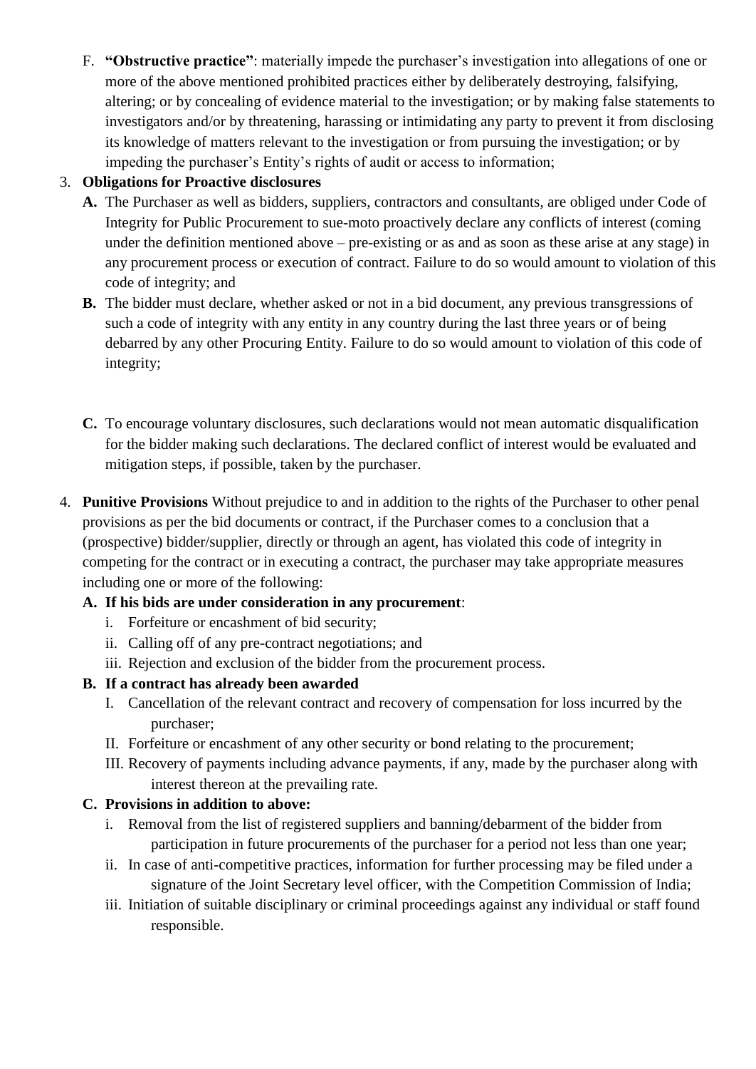F. **"Obstructive practice"**: materially impede the purchaser's investigation into allegations of one or more of the above mentioned prohibited practices either by deliberately destroying, falsifying, altering; or by concealing of evidence material to the investigation; or by making false statements to investigators and/or by threatening, harassing or intimidating any party to prevent it from disclosing its knowledge of matters relevant to the investigation or from pursuing the investigation; or by impeding the purchaser's Entity's rights of audit or access to information;

3. **Obligations for Proactive disclosures**

   **A.** The Purchaser as well as bidders, suppliers, contractors and consultants, are obliged under Code of Integrity for Public Procurement to sue-moto proactively declare any conflicts of interest (coming under the definition mentioned above – pre-existing or as and as soon as these arise at any stage) in any procurement process or execution of contract. Failure to do so would amount to violation of this code of integrity; and

   **B.** The bidder must declare, whether asked or not in a bid document, any previous transgressions of such a code of integrity with any entity in any country during the last three years or of being debarred by any other Procuring Entity. Failure to do so would amount to violation of this code of integrity;

   **C.** To encourage voluntary disclosures, such declarations would not mean automatic disqualification for the bidder making such declarations. The declared conflict of interest would be evaluated and mitigation steps, if possible, taken by the purchaser.

4. **Punitive Provisions** Without prejudice to and in addition to the rights of the Purchaser to other penal provisions as per the bid documents or contract, if the Purchaser comes to a conclusion that a (prospective) bidder/supplier, directly or through an agent, has violated this code of integrity in competing for the contract or in executing a contract, the purchaser may take appropriate measures including one or more of the following:

   **A. If his bids are under consideration in any procurement**:

   i. Forfeiture or encashment of bid security;
   ii. Calling off of any pre-contract negotiations; and
   iii. Rejection and exclusion of the bidder from the procurement process.

   **B. If a contract has already been awarded**

   I. Cancellation of the relevant contract and recovery of compensation for loss incurred by the purchaser;
   II. Forfeiture or encashment of any other security or bond relating to the procurement;
   III. Recovery of payments including advance payments, if any, made by the purchaser along with interest thereon at the prevailing rate.

   **C. Provisions in addition to above:**

   i. Removal from the list of registered suppliers and banning/debarment of the bidder from participation in future procurements of the purchaser for a period not less than one year;
   ii. In case of anti-competitive practices, information for further processing may be filed under a signature of the Joint Secretary level officer, with the Competition Commission of India;
   iii. Initiation of suitable disciplinary or criminal proceedings against any individual or staff found responsible.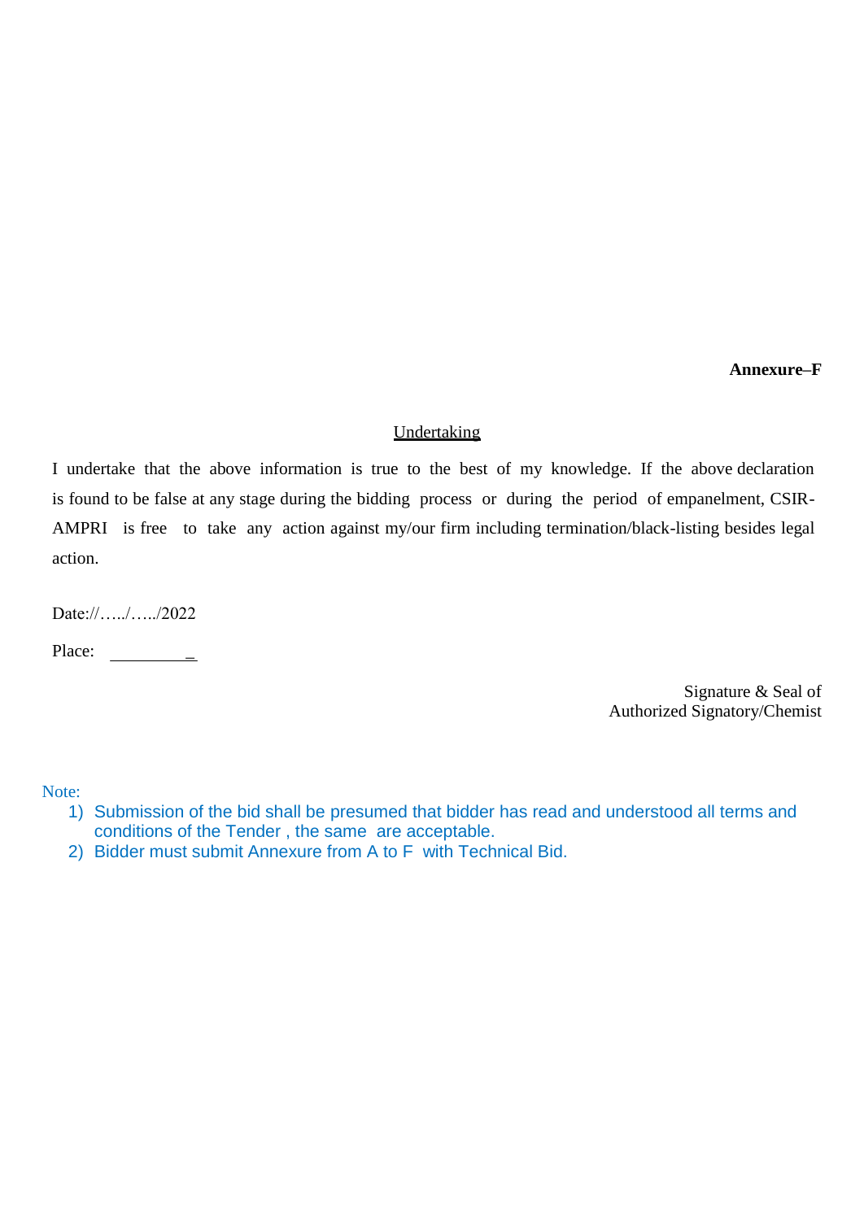**Annexure–F**

## Undertaking

I undertake that the above information is true to the best of my knowledge. If the above declaration is found to be false at any stage during the bidding process or during the period of empanelment, CSIR-AMPRI is free to take any action against my/our firm including termination/black-listing besides legal action.

Date://…../…../2022

Place: _________

Signature & Seal of
Authorized Signatory/Chemist

Note:

1) Submission of the bid shall be presumed that bidder has read and understood all terms and conditions of the Tender , the same are acceptable.
2) Bidder must submit Annexure from A to F with Technical Bid.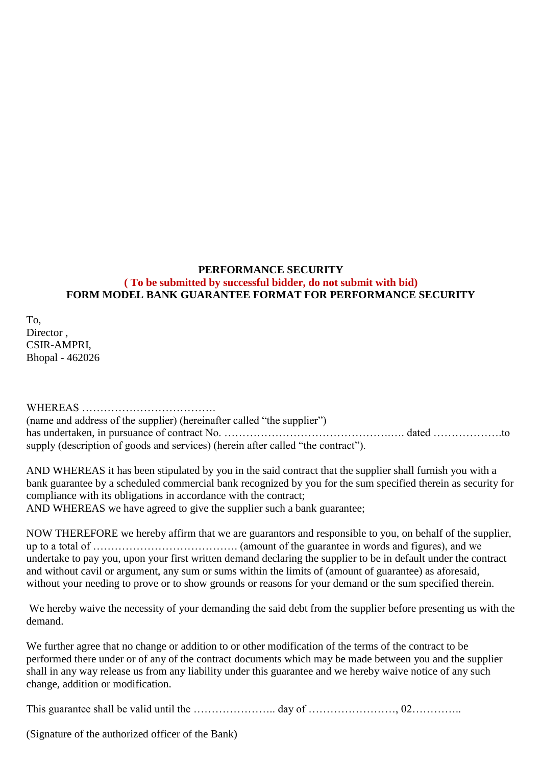**PERFORMANCE SECURITY**

**( To be submitted by successful bidder, do not submit with bid)**

**FORM MODEL BANK GUARANTEE FORMAT FOR PERFORMANCE SECURITY**

To,
Director ,
CSIR-AMPRI,
Bhopal - 462026

WHEREAS ……………………………….
(name and address of the supplier) (hereinafter called "the supplier")
has undertaken, in pursuance of contract No. ………………………………………..…. dated ……………….to supply (description of goods and services) (herein after called "the contract").

AND WHEREAS it has been stipulated by you in the said contract that the supplier shall furnish you with a bank guarantee by a scheduled commercial bank recognized by you for the sum specified therein as security for compliance with its obligations in accordance with the contract;
AND WHEREAS we have agreed to give the supplier such a bank guarantee;

NOW THEREFORE we hereby affirm that we are guarantors and responsible to you, on behalf of the supplier, up to a total of …………………………………. (amount of the guarantee in words and figures), and we undertake to pay you, upon your first written demand declaring the supplier to be in default under the contract and without cavil or argument, any sum or sums within the limits of (amount of guarantee) as aforesaid, without your needing to prove or to show grounds or reasons for your demand or the sum specified therein.

We hereby waive the necessity of your demanding the said debt from the supplier before presenting us with the demand.

We further agree that no change or addition to or other modification of the terms of the contract to be performed there under or of any of the contract documents which may be made between you and the supplier shall in any way release us from any liability under this guarantee and we hereby waive notice of any such change, addition or modification.

This guarantee shall be valid until the ………………….. day of ……………………, 02…………..

(Signature of the authorized officer of the Bank)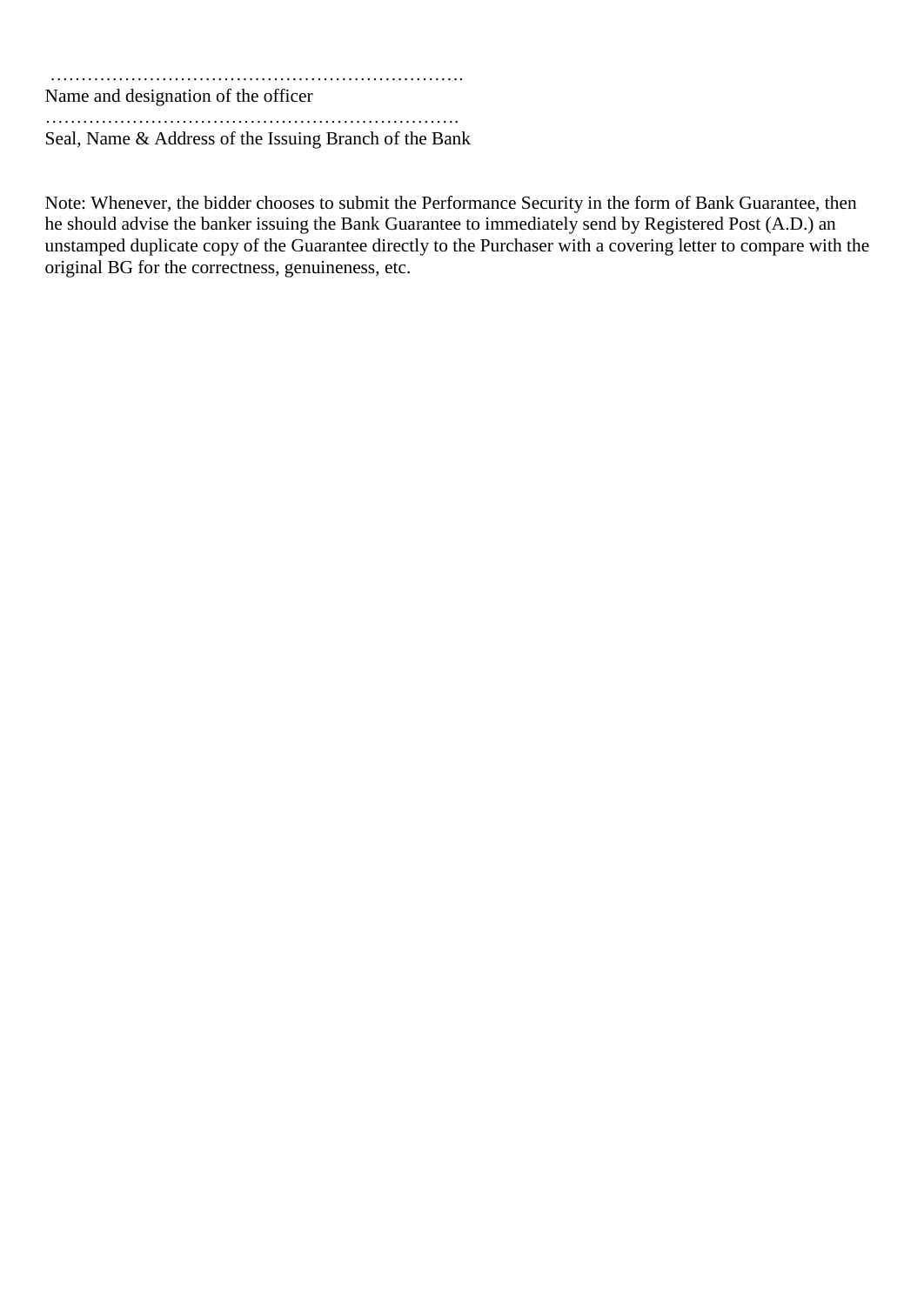…………………………………………………………….
Name and designation of the officer
…………………………………………………………….
Seal, Name & Address of the Issuing Branch of the Bank

Note: Whenever, the bidder chooses to submit the Performance Security in the form of Bank Guarantee, then he should advise the banker issuing the Bank Guarantee to immediately send by Registered Post (A.D.) an unstamped duplicate copy of the Guarantee directly to the Purchaser with a covering letter to compare with the original BG for the correctness, genuineness, etc.